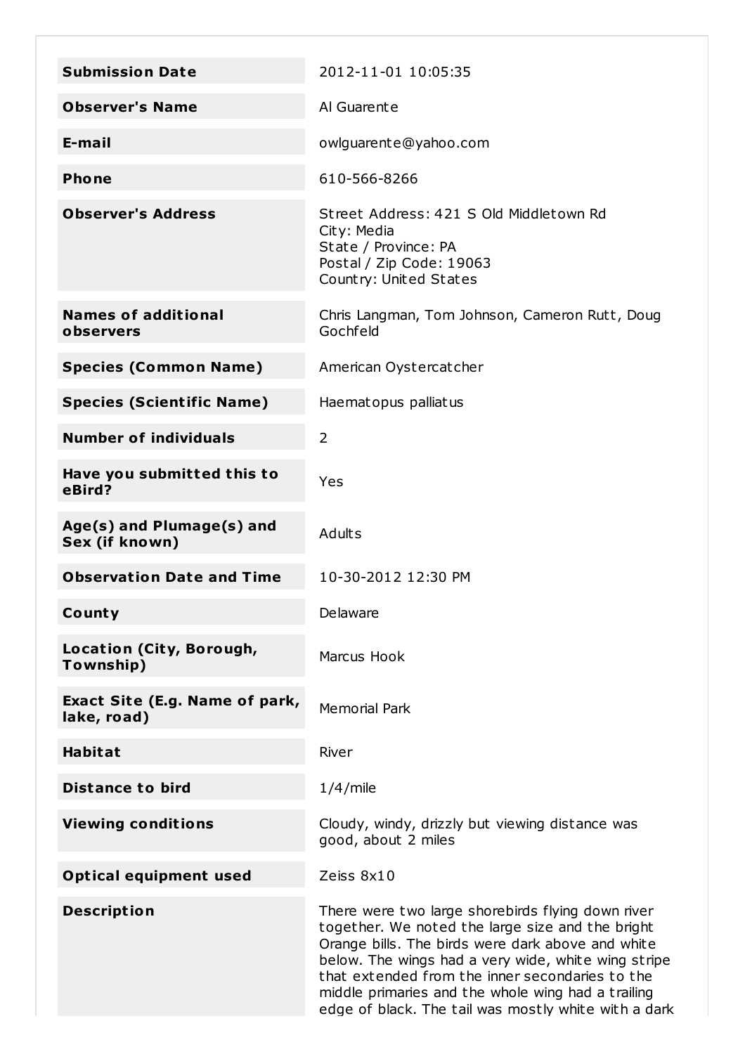| | |
|---|---|
| **Submission Date** | 2012-11-01 10:05:35 |
| **Observer's Name** | Al Guarente |
| **E-mail** | owlguarente@yahoo.com |
| **Phone** | 610-566-8266 |
| **Observer's Address** | Street Address: 421 S Old Middletown Rd<br>City: Media<br>State / Province: PA<br>Postal / Zip Code: 19063<br>Country: United States |
| **Names of additional observers** | Chris Langman, Tom Johnson, Cameron Rutt, Doug Gochfeld |
| **Species (Common Name)** | American Oystercatcher |
| **Species (Scientific Name)** | Haematopus palliatus |
| **Number of individuals** | 2 |
| **Have you submitted this to eBird?** | Yes |
| **Age(s) and Plumage(s) and Sex (if known)** | Adults |
| **Observation Date and Time** | 10-30-2012 12:30 PM |
| **County** | Delaware |
| **Location (City, Borough, Township)** | Marcus Hook |
| **Exact Site (E.g. Name of park, lake, road)** | Memorial Park |
| **Habitat** | River |
| **Distance to bird** | 1/4/mile |
| **Viewing conditions** | Cloudy, windy, drizzly but viewing distance was good, about 2 miles |
| **Optical equipment used** | Zeiss 8x10 |
| **Description** | There were two large shorebirds flying down river together. We noted the large size and the bright Orange bills. The birds were dark above and white below. The wings had a very wide, white wing stripe that extended from the inner secondaries to the middle primaries and the whole wing had a trailing edge of black. The tail was mostly white with a dark |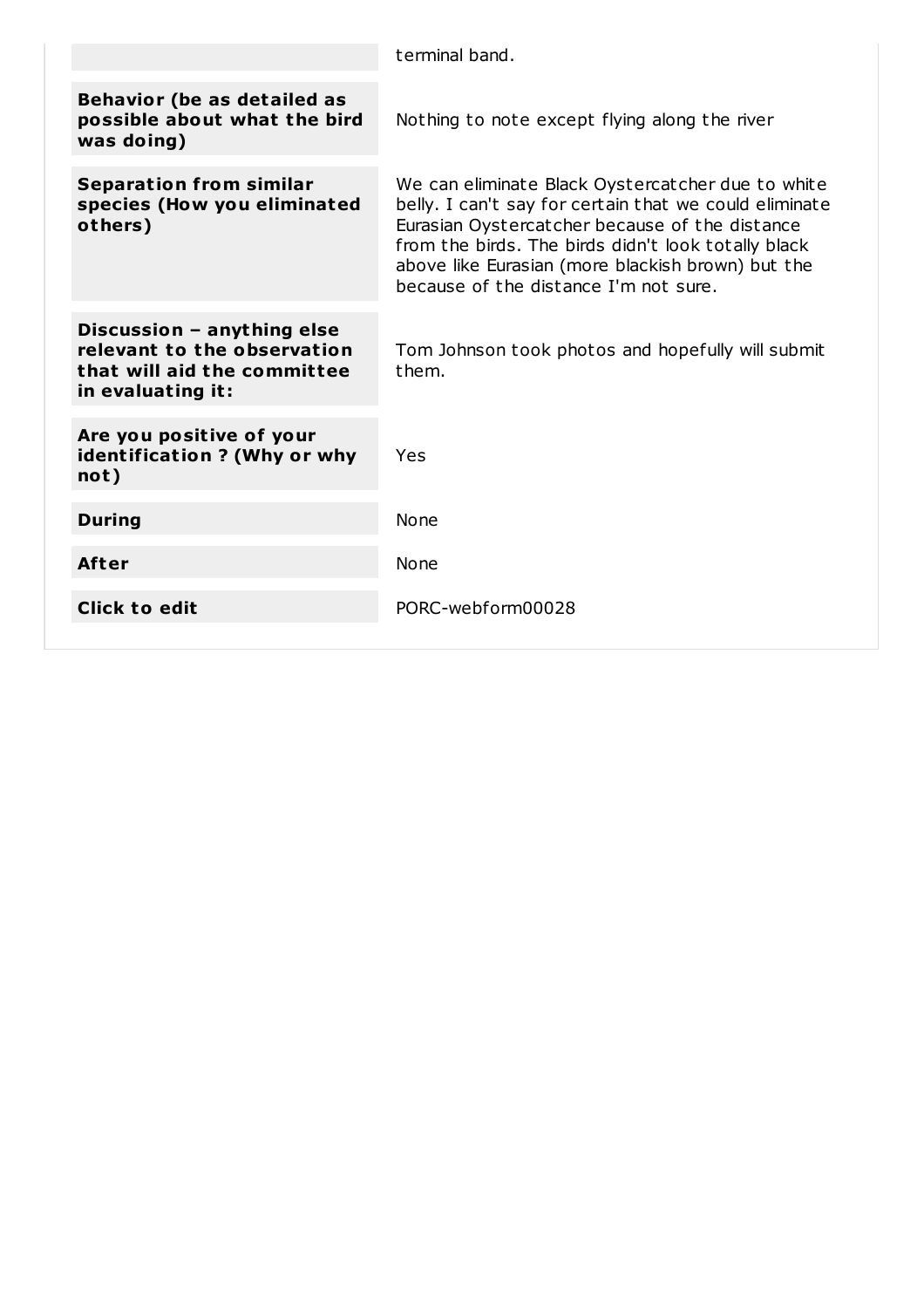| | |
|---|---|
| | terminal band. |
| **Behavior (be as detailed as possible about what the bird was doing)** | Nothing to note except flying along the river |
| **Separation from similar species (How you eliminated others)** | We can eliminate Black Oystercatcher due to white belly. I can't say for certain that we could eliminate Eurasian Oystercatcher because of the distance from the birds. The birds didn't look totally black above like Eurasian (more blackish brown) but the because of the distance I'm not sure. |
| **Discussion – anything else relevant to the observation that will aid the committee in evaluating it:** | Tom Johnson took photos and hopefully will submit them. |
| **Are you positive of your identification ? (Why or why not)** | Yes |
| **During** | None |
| **After** | None |
| **Click to edit** | PORC-webform00028 |